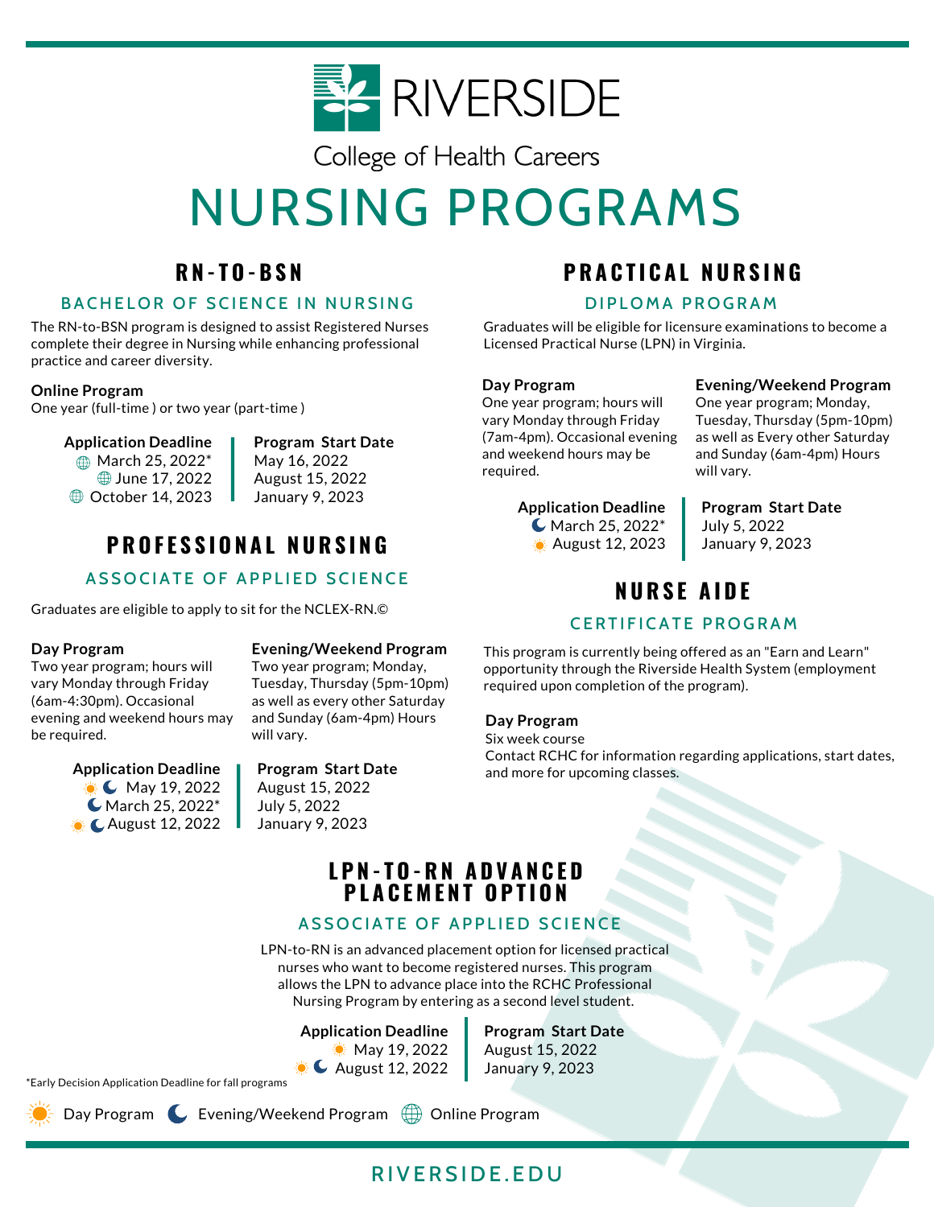# RIVERSIDE

College of Health Careers

# NURSING PROGRAMS

## RN-TO-BSN

### BACHELOR OF SCIENCE IN NURSING

The RN-to-BSN program is designed to assist Registered Nurses complete their degree in Nursing while enhancing professional practice and career diversity.

**Online Program**
One year (full-time ) or two year (part-time )

| Application Deadline | Program Start Date |
|---|---|
| 🌐 March 25, 2022* | May 16, 2022 |
| 🌐 June 17, 2022 | August 15, 2022 |
| 🌐 October 14, 2023 | January 9, 2023 |

## PROFESSIONAL NURSING

### ASSOCIATE OF APPLIED SCIENCE

Graduates are eligible to apply to sit for the NCLEX-RN.©

**Day Program**
Two year program; hours will vary Monday through Friday (6am-4:30pm). Occasional evening and weekend hours may be required.

**Evening/Weekend Program**
Two year program; Monday, Tuesday, Thursday (5pm-10pm) as well as every other Saturday and Sunday (6am-4pm) Hours will vary.

| Application Deadline | Program Start Date |
|---|---|
| ☀ ☾ May 19, 2022 | August 15, 2022 |
| ☾ March 25, 2022* | July 5, 2022 |
| ☀ ☾ August 12, 2022 | January 9, 2023 |

## PRACTICAL NURSING

### DIPLOMA PROGRAM

Graduates will be eligible for licensure examinations to become a Licensed Practical Nurse (LPN) in Virginia.

**Day Program**
One year program; hours will vary Monday through Friday (7am-4pm). Occasional evening and weekend hours may be required.

**Evening/Weekend Program**
One year program; Monday, Tuesday, Thursday (5pm-10pm) as well as Every other Saturday and Sunday (6am-4pm) Hours will vary.

| Application Deadline | Program Start Date |
|---|---|
| ☾ March 25, 2022* | July 5, 2022 |
| ☀ August 12, 2023 | January 9, 2023 |

## NURSE AIDE

### CERTIFICATE PROGRAM

This program is currently being offered as an "Earn and Learn" opportunity through the Riverside Health System (employment required upon completion of the program).

**Day Program**
Six week course
Contact RCHC for information regarding applications, start dates, and more for upcoming classes.

## LPN-TO-RN ADVANCED PLACEMENT OPTION

### ASSOCIATE OF APPLIED SCIENCE

LPN-to-RN is an advanced placement option for licensed practical nurses who want to become registered nurses. This program allows the LPN to advance place into the RCHC Professional Nursing Program by entering as a second level student.

| Application Deadline | Program Start Date |
|---|---|
| ☀ May 19, 2022 | August 15, 2022 |
| ☀ ☾ August 12, 2022 | January 9, 2023 |

*Early Decision Application Deadline for fall programs

☀ Day Program ☾ Evening/Weekend Program 🌐 Online Program

RIVERSIDE.EDU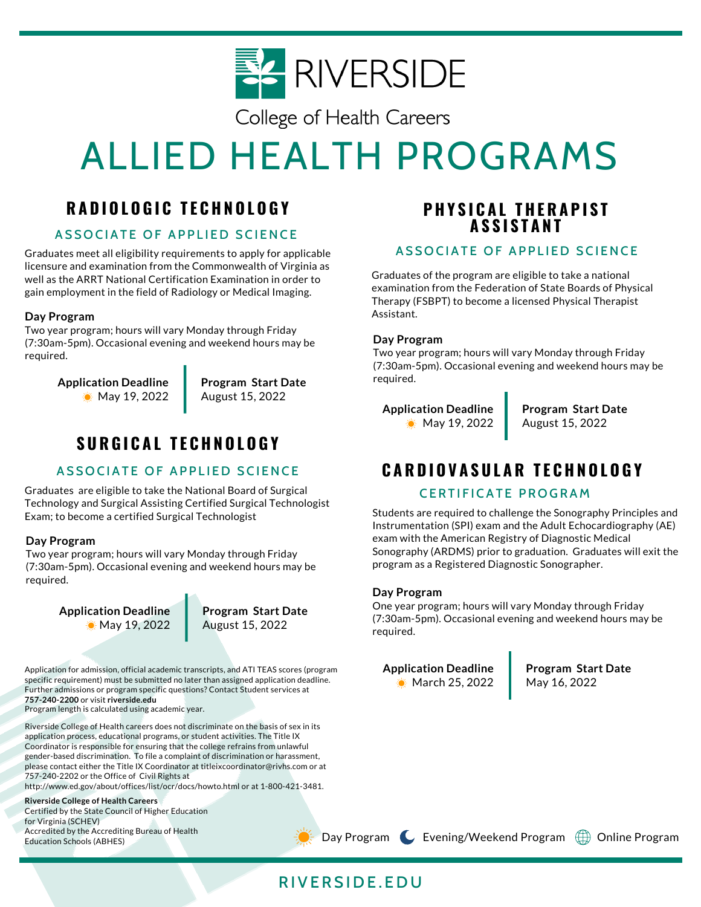# RIVERSIDE

College of Health Careers

# ALLIED HEALTH PROGRAMS

## RADIOLOGIC TECHNOLOGY

### ASSOCIATE OF APPLIED SCIENCE

Graduates meet all eligibility requirements to apply for applicable licensure and examination from the Commonwealth of Virginia as well as the ARRT National Certification Examination in order to gain employment in the field of Radiology or Medical Imaging.

**Day Program**

Two year program; hours will vary Monday through Friday (7:30am-5pm). Occasional evening and weekend hours may be required.

| Application Deadline | Program Start Date |
|---|---|
| May 19, 2022 | August 15, 2022 |

## SURGICAL TECHNOLOGY

### ASSOCIATE OF APPLIED SCIENCE

Graduates are eligible to take the National Board of Surgical Technology and Surgical Assisting Certified Surgical Technologist Exam; to become a certified Surgical Technologist

**Day Program**

Two year program; hours will vary Monday through Friday (7:30am-5pm). Occasional evening and weekend hours may be required.

| Application Deadline | Program Start Date |
|---|---|
| May 19, 2022 | August 15, 2022 |

Application for admission, official academic transcripts, and ATI TEAS scores (program specific requirement) must be submitted no later than assigned application deadline. Further admissions or program specific questions? Contact Student services at **757-240-2200** or visit **riverside.edu**

Program length is calculated using academic year.

Riverside College of Health careers does not discriminate on the basis of sex in its application process, educational programs, or student activities. The Title IX Coordinator is responsible for ensuring that the college refrains from unlawful gender-based discrimination. To file a complaint of discrimination or harassment, please contact either the Title IX Coordinator at titleixcoordinator@rivhs.com or at 757-240-2202 or the Office of Civil Rights at http://www.ed.gov/about/offices/list/ocr/docs/howto.html or at 1-800-421-3481.

**Riverside College of Health Careers**

Certified by the State Council of Higher Education for Virginia (SCHEV)

Accredited by the Accrediting Bureau of Health Education Schools (ABHES)

## PHYSICAL THERAPIST ASSISTANT

### ASSOCIATE OF APPLIED SCIENCE

Graduates of the program are eligible to take a national examination from the Federation of State Boards of Physical Therapy (FSBPT) to become a licensed Physical Therapist Assistant.

**Day Program**

Two year program; hours will vary Monday through Friday (7:30am-5pm). Occasional evening and weekend hours may be required.

| Application Deadline | Program Start Date |
|---|---|
| May 19, 2022 | August 15, 2022 |

## CARDIOVASULAR TECHNOLOGY

### CERTIFICATE PROGRAM

Students are required to challenge the Sonography Principles and Instrumentation (SPI) exam and the Adult Echocardiography (AE) exam with the American Registry of Diagnostic Medical Sonography (ARDMS) prior to graduation. Graduates will exit the program as a Registered Diagnostic Sonographer.

**Day Program**

One year program; hours will vary Monday through Friday (7:30am-5pm). Occasional evening and weekend hours may be required.

| Application Deadline | Program Start Date |
|---|---|
| March 25, 2022 | May 16, 2022 |

Day Program | Evening/Weekend Program | Online Program

RIVERSIDE.EDU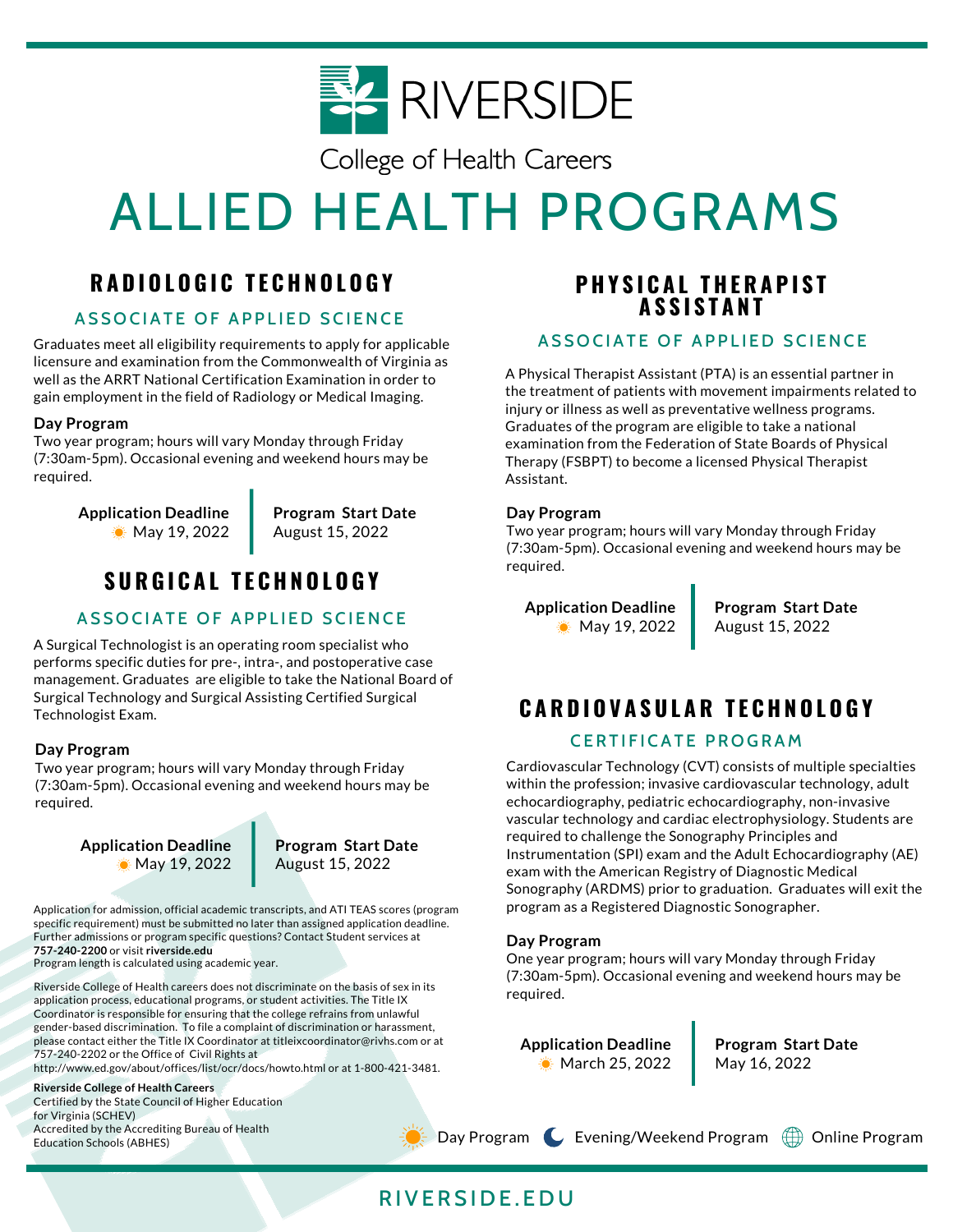# RIVERSIDE

College of Health Careers

# ALLIED HEALTH PROGRAMS

## RADIOLOGIC TECHNOLOGY

### ASSOCIATE OF APPLIED SCIENCE

Graduates meet all eligibility requirements to apply for applicable licensure and examination from the Commonwealth of Virginia as well as the ARRT National Certification Examination in order to gain employment in the field of Radiology or Medical Imaging.

**Day Program**

Two year program; hours will vary Monday through Friday (7:30am-5pm). Occasional evening and weekend hours may be required.

| Application Deadline | Program Start Date |
|---|---|
| May 19, 2022 | August 15, 2022 |

## SURGICAL TECHNOLOGY

### ASSOCIATE OF APPLIED SCIENCE

A Surgical Technologist is an operating room specialist who performs specific duties for pre-, intra-, and postoperative case management. Graduates are eligible to take the National Board of Surgical Technology and Surgical Assisting Certified Surgical Technologist Exam.

**Day Program**

Two year program; hours will vary Monday through Friday (7:30am-5pm). Occasional evening and weekend hours may be required.

| Application Deadline | Program Start Date |
|---|---|
| May 19, 2022 | August 15, 2022 |

Application for admission, official academic transcripts, and ATI TEAS scores (program specific requirement) must be submitted no later than assigned application deadline. Further admissions or program specific questions? Contact Student services at **757-240-2200** or visit **riverside.edu**

Program length is calculated using academic year.

Riverside College of Health careers does not discriminate on the basis of sex in its application process, educational programs, or student activities. The Title IX Coordinator is responsible for ensuring that the college refrains from unlawful gender-based discrimination. To file a complaint of discrimination or harassment, please contact either the Title IX Coordinator at titleixcoordinator@rivhs.com or at 757-240-2202 or the Office of Civil Rights at http://www.ed.gov/about/offices/list/ocr/docs/howto.html or at 1-800-421-3481.

**Riverside College of Health Careers**
Certified by the State Council of Higher Education for Virginia (SCHEV)
Accredited by the Accrediting Bureau of Health Education Schools (ABHES)

## PHYSICAL THERAPIST ASSISTANT

### ASSOCIATE OF APPLIED SCIENCE

A Physical Therapist Assistant (PTA) is an essential partner in the treatment of patients with movement impairments related to injury or illness as well as preventative wellness programs. Graduates of the program are eligible to take a national examination from the Federation of State Boards of Physical Therapy (FSBPT) to become a licensed Physical Therapist Assistant.

**Day Program**

Two year program; hours will vary Monday through Friday (7:30am-5pm). Occasional evening and weekend hours may be required.

| Application Deadline | Program Start Date |
|---|---|
| May 19, 2022 | August 15, 2022 |

## CARDIOVASULAR TECHNOLOGY

### CERTIFICATE PROGRAM

Cardiovascular Technology (CVT) consists of multiple specialties within the profession; invasive cardiovascular technology, adult echocardiography, pediatric echocardiography, non-invasive vascular technology and cardiac electrophysiology. Students are required to challenge the Sonography Principles and Instrumentation (SPI) exam and the Adult Echocardiography (AE) exam with the American Registry of Diagnostic Medical Sonography (ARDMS) prior to graduation. Graduates will exit the program as a Registered Diagnostic Sonographer.

**Day Program**

One year program; hours will vary Monday through Friday (7:30am-5pm). Occasional evening and weekend hours may be required.

| Application Deadline | Program Start Date |
|---|---|
| March 25, 2022 | May 16, 2022 |

Day Program · Evening/Weekend Program · Online Program

RIVERSIDE.EDU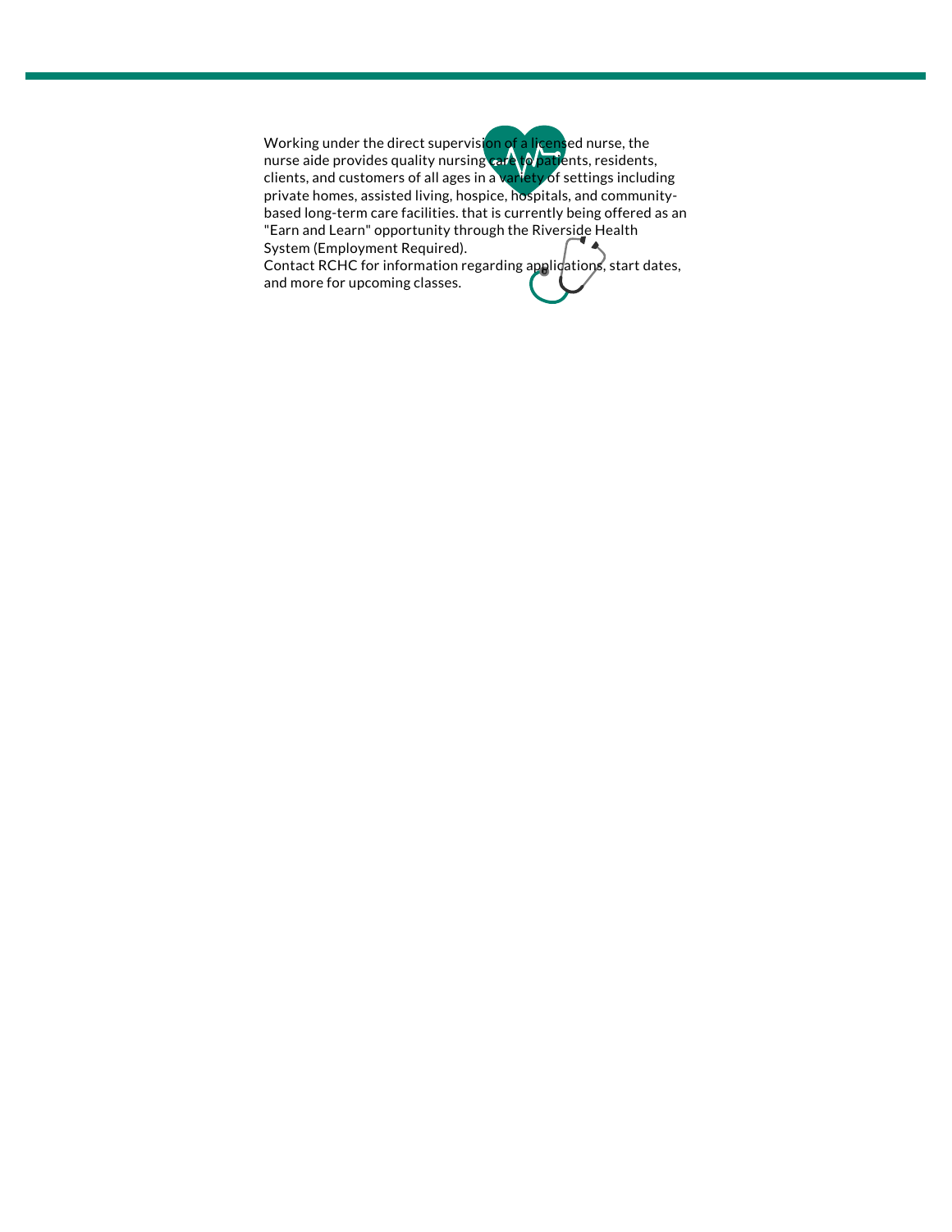Working under the direct supervision of a licensed nurse, the nurse aide provides quality nursing care to patients, residents, clients, and customers of all ages in a variety of settings including private homes, assisted living, hospice, hospitals, and community-based long-term care facilities. that is currently being offered as an "Earn and Learn" opportunity through the Riverside Health System (Employment Required).

Contact RCHC for information regarding applications, start dates, and more for upcoming classes.